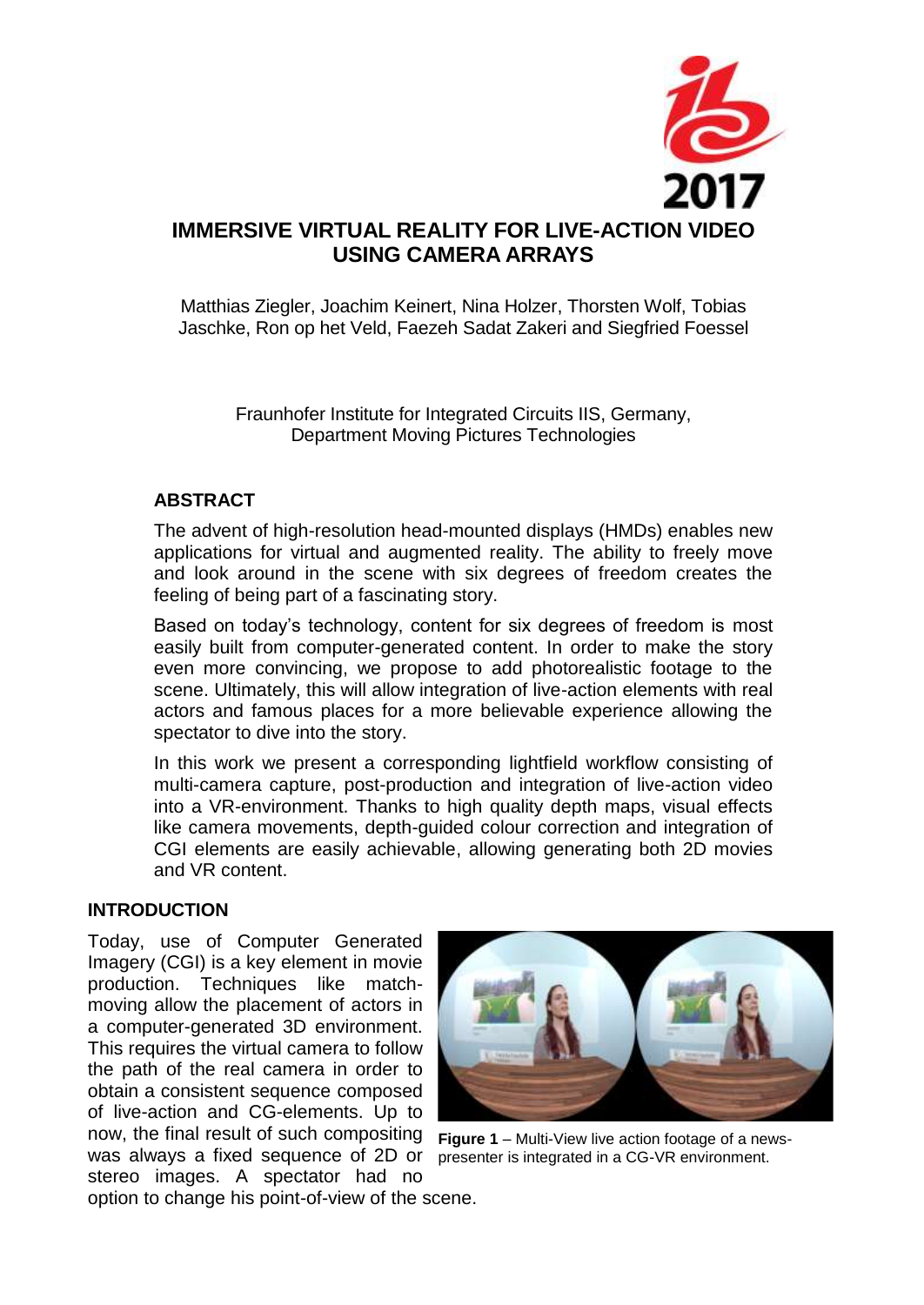# IMMERSIVE VIRTUAL REALITY FOR LIVE-ACTION VIDEO USING CAMERA ARRAYS

Matthias Ziegler, Joachim Keinert, Nina Holzer, Thorsten Wolf, Tobias Jaschke, Ron op het Veld, Faezeh Sadat Zakeri and Siegfried Foessel

Fraunhofer Institute for Integrated Circuits IIS, Germany, Department Moving Pictures Technologies

## ABSTRACT

The advent of high-resolution head-mounted displays (HMDs) enables new applications for virtual and augmented reality. The ability to freely move and look around in the scene with six degrees of freedom creates the feeling of being part of a fascinating story.

Based on today's technology, content for six degrees of freedom is most easily built from computer-generated content. In order to make the story even more convincing, we propose to add photorealistic footage to the scene. Ultimately, this will allow integration of live-action elements with real actors and famous places for a more believable experience allowing the spectator to dive into the story.

In this work we present a corresponding lightfield workflow consisting of multi-camera capture, post-production and integration of live-action video into a VR-environment. Thanks to high quality depth maps, visual effects like camera movements, depth-guided colour correction and integration of CGI elements are easily achievable, allowing generating both 2D movies and VR content.

## INTRODUCTION

Today, use of Computer Generated Imagery (CGI) is a key element in movie production. Techniques like match-moving allow the placement of actors in a computer-generated 3D environment. This requires the virtual camera to follow the path of the real camera in order to obtain a consistent sequence composed of live-action and CG-elements. Up to now, the final result of such compositing was always a fixed sequence of 2D or stereo images. A spectator had no option to change his point-of-view of the scene.

**Figure 1** – Multi-View live action footage of a news-presenter is integrated in a CG-VR environment.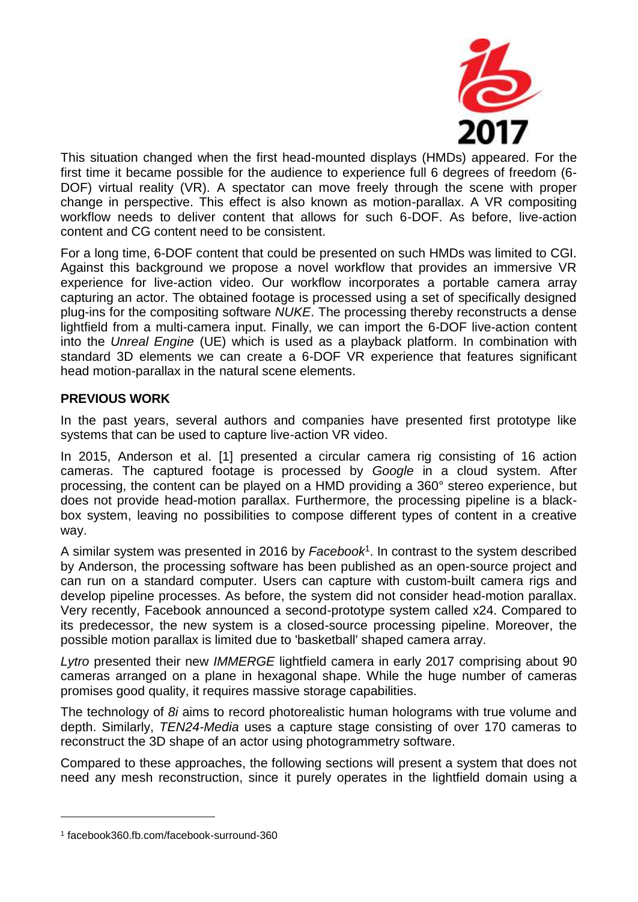This situation changed when the first head-mounted displays (HMDs) appeared. For the first time it became possible for the audience to experience full 6 degrees of freedom (6-DOF) virtual reality (VR). A spectator can move freely through the scene with proper change in perspective. This effect is also known as motion-parallax. A VR compositing workflow needs to deliver content that allows for such 6-DOF. As before, live-action content and CG content need to be consistent.

For a long time, 6-DOF content that could be presented on such HMDs was limited to CGI. Against this background we propose a novel workflow that provides an immersive VR experience for live-action video. Our workflow incorporates a portable camera array capturing an actor. The obtained footage is processed using a set of specifically designed plug-ins for the compositing software *NUKE*. The processing thereby reconstructs a dense lightfield from a multi-camera input. Finally, we can import the 6-DOF live-action content into the *Unreal Engine* (UE) which is used as a playback platform. In combination with standard 3D elements we can create a 6-DOF VR experience that features significant head motion-parallax in the natural scene elements.

## PREVIOUS WORK

In the past years, several authors and companies have presented first prototype like systems that can be used to capture live-action VR video.

In 2015, Anderson et al. [1] presented a circular camera rig consisting of 16 action cameras. The captured footage is processed by *Google* in a cloud system. After processing, the content can be played on a HMD providing a 360° stereo experience, but does not provide head-motion parallax. Furthermore, the processing pipeline is a black-box system, leaving no possibilities to compose different types of content in a creative way.

A similar system was presented in 2016 by *Facebook*[1]. In contrast to the system described by Anderson, the processing software has been published as an open-source project and can run on a standard computer. Users can capture with custom-built camera rigs and develop pipeline processes. As before, the system did not consider head-motion parallax. Very recently, Facebook announced a second-prototype system called x24. Compared to its predecessor, the new system is a closed-source processing pipeline. Moreover, the possible motion parallax is limited due to 'basketball' shaped camera array.

*Lytro* presented their new *IMMERGE* lightfield camera in early 2017 comprising about 90 cameras arranged on a plane in hexagonal shape. While the huge number of cameras promises good quality, it requires massive storage capabilities.

The technology of *8i* aims to record photorealistic human holograms with true volume and depth. Similarly, *TEN24-Media* uses a capture stage consisting of over 170 cameras to reconstruct the 3D shape of an actor using photogrammetry software.

Compared to these approaches, the following sections will present a system that does not need any mesh reconstruction, since it purely operates in the lightfield domain using a

[1] facebook360.fb.com/facebook-surround-360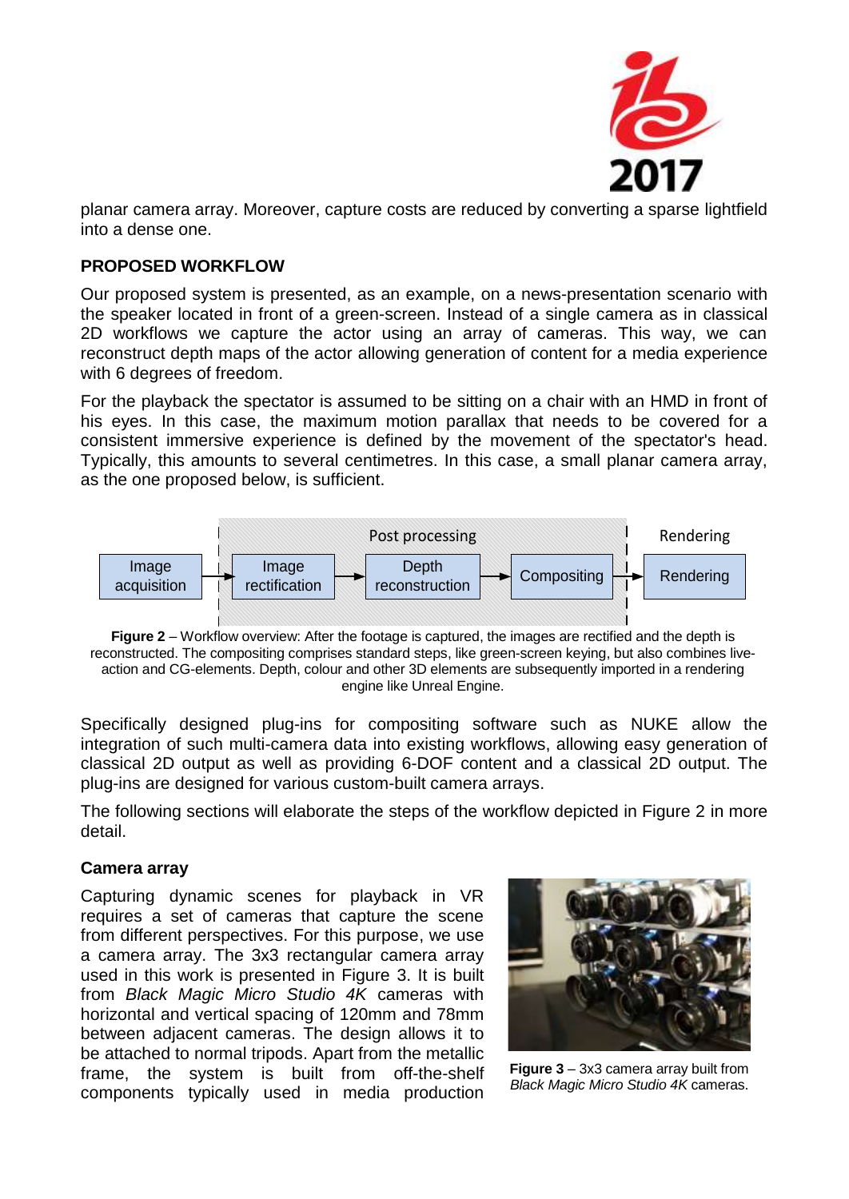planar camera array. Moreover, capture costs are reduced by converting a sparse lightfield into a dense one.

## PROPOSED WORKFLOW

Our proposed system is presented, as an example, on a news-presentation scenario with the speaker located in front of a green-screen. Instead of a single camera as in classical 2D workflows we capture the actor using an array of cameras. This way, we can reconstruct depth maps of the actor allowing generation of content for a media experience with 6 degrees of freedom.

For the playback the spectator is assumed to be sitting on a chair with an HMD in front of his eyes. In this case, the maximum motion parallax that needs to be covered for a consistent immersive experience is defined by the movement of the spectator's head. Typically, this amounts to several centimetres. In this case, a small planar camera array, as the one proposed below, is sufficient.

Post processing | Rendering

Image acquisition → Image rectification → Depth reconstruction → Compositing → Rendering

**Figure 2** – Workflow overview: After the footage is captured, the images are rectified and the depth is reconstructed. The compositing comprises standard steps, like green-screen keying, but also combines live-action and CG-elements. Depth, colour and other 3D elements are subsequently imported in a rendering engine like Unreal Engine.

Specifically designed plug-ins for compositing software such as NUKE allow the integration of such multi-camera data into existing workflows, allowing easy generation of classical 2D output as well as providing 6-DOF content and a classical 2D output. The plug-ins are designed for various custom-built camera arrays.

The following sections will elaborate the steps of the workflow depicted in Figure 2 in more detail.

### Camera array

Capturing dynamic scenes for playback in VR requires a set of cameras that capture the scene from different perspectives. For this purpose, we use a camera array. The 3x3 rectangular camera array used in this work is presented in Figure 3. It is built from *Black Magic Micro Studio 4K* cameras with horizontal and vertical spacing of 120mm and 78mm between adjacent cameras. The design allows it to be attached to normal tripods. Apart from the metallic frame, the system is built from off-the-shelf components typically used in media production

**Figure 3** – 3x3 camera array built from *Black Magic Micro Studio 4K* cameras.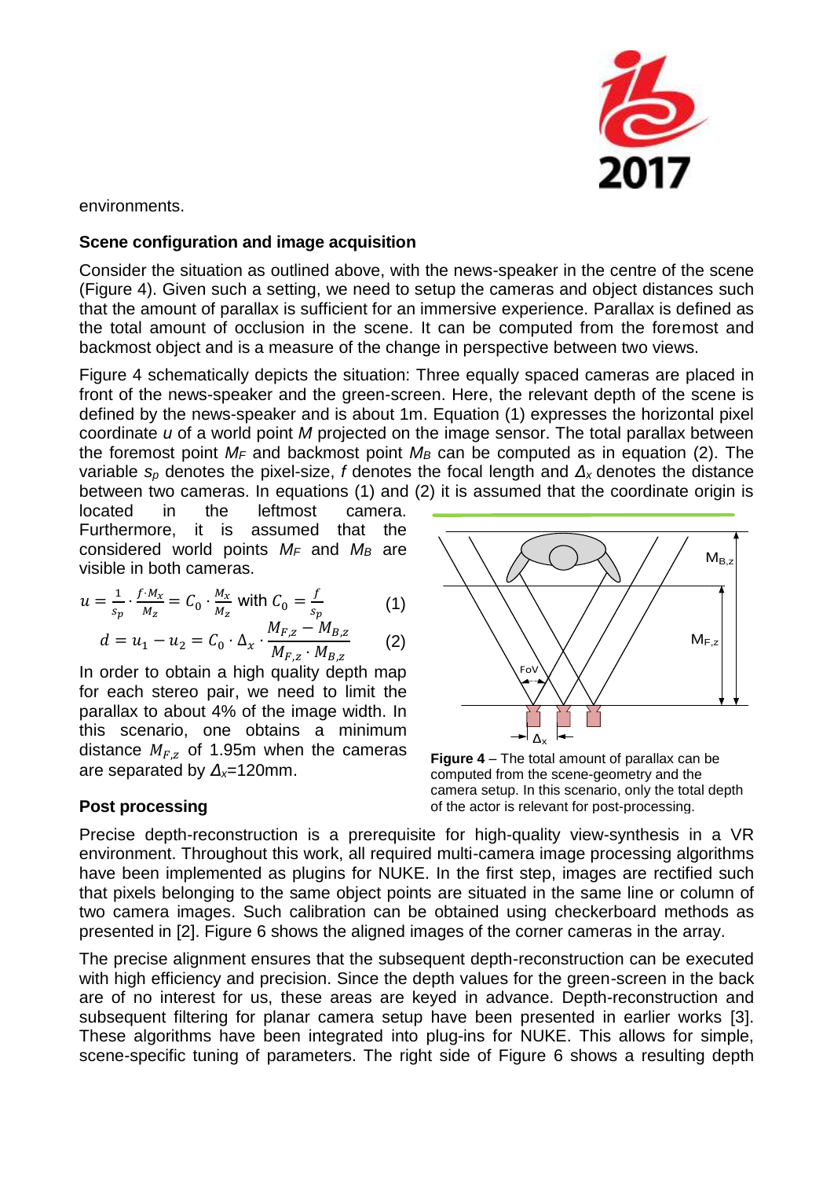environments.

**Scene configuration and image acquisition**

Consider the situation as outlined above, with the news-speaker in the centre of the scene (Figure 4). Given such a setting, we need to setup the cameras and object distances such that the amount of parallax is sufficient for an immersive experience. Parallax is defined as the total amount of occlusion in the scene. It can be computed from the foremost and backmost object and is a measure of the change in perspective between two views.

Figure 4 schematically depicts the situation: Three equally spaced cameras are placed in front of the news-speaker and the green-screen. Here, the relevant depth of the scene is defined by the news-speaker and is about 1m. Equation (1) expresses the horizontal pixel coordinate $u$ of a world point $M$ projected on the image sensor. The total parallax between the foremost point $M_F$ and backmost point $M_B$ can be computed as in equation (2). The variable $s_p$ denotes the pixel-size, $f$ denotes the focal length and $\Delta_x$ denotes the distance between two cameras. In equations (1) and (2) it is assumed that the coordinate origin is located in the leftmost camera. Furthermore, it is assumed that the considered world points $M_F$ and $M_B$ are visible in both cameras.

$$u = \frac{1}{s_p} \cdot \frac{f \cdot M_x}{M_z} = C_0 \cdot \frac{M_x}{M_z} \text{ with } C_0 = \frac{f}{s_p} \qquad (1)$$

$$d = u_1 - u_2 = C_0 \cdot \Delta_x \cdot \frac{M_{F,z} - M_{B,z}}{M_{F,z} \cdot M_{B,z}} \qquad (2)$$

In order to obtain a high quality depth map for each stereo pair, we need to limit the parallax to about 4% of the image width. In this scenario, one obtains a minimum distance $M_{F,z}$ of 1.95m when the cameras are separated by $\Delta_x$=120mm.

**Figure 4** – The total amount of parallax can be computed from the scene-geometry and the camera setup. In this scenario, only the total depth of the actor is relevant for post-processing.

**Post processing**

Precise depth-reconstruction is a prerequisite for high-quality view-synthesis in a VR environment. Throughout this work, all required multi-camera image processing algorithms have been implemented as plugins for NUKE. In the first step, images are rectified such that pixels belonging to the same object points are situated in the same line or column of two camera images. Such calibration can be obtained using checkerboard methods as presented in [2]. Figure 6 shows the aligned images of the corner cameras in the array.

The precise alignment ensures that the subsequent depth-reconstruction can be executed with high efficiency and precision. Since the depth values for the green-screen in the back are of no interest for us, these areas are keyed in advance. Depth-reconstruction and subsequent filtering for planar camera setup have been presented in earlier works [3]. These algorithms have been integrated into plug-ins for NUKE. This allows for simple, scene-specific tuning of parameters. The right side of Figure 6 shows a resulting depth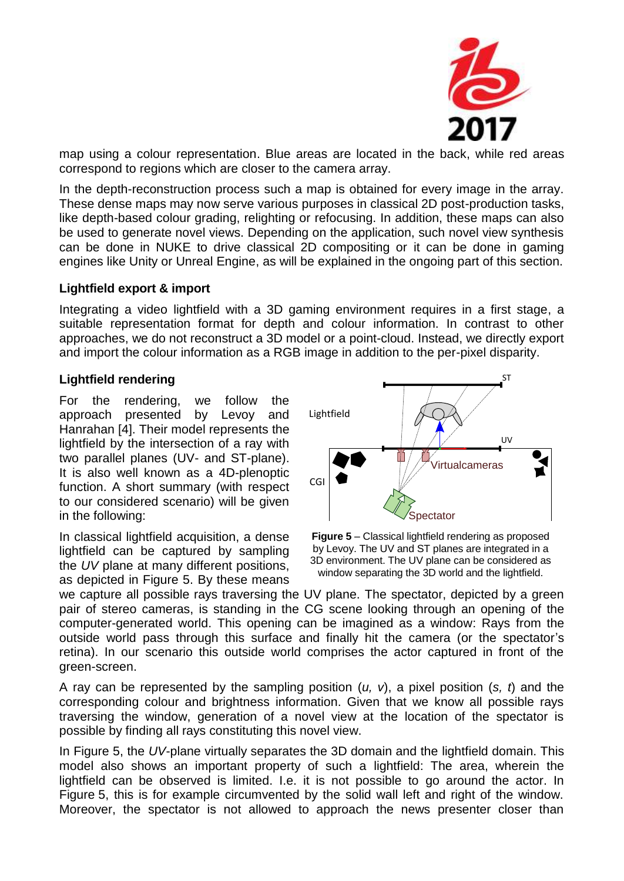map using a colour representation. Blue areas are located in the back, while red areas correspond to regions which are closer to the camera array.

In the depth-reconstruction process such a map is obtained for every image in the array. These dense maps may now serve various purposes in classical 2D post-production tasks, like depth-based colour grading, relighting or refocusing. In addition, these maps can also be used to generate novel views. Depending on the application, such novel view synthesis can be done in NUKE to drive classical 2D compositing or it can be done in gaming engines like Unity or Unreal Engine, as will be explained in the ongoing part of this section.

**Lightfield export & import**

Integrating a video lightfield with a 3D gaming environment requires in a first stage, a suitable representation format for depth and colour information. In contrast to other approaches, we do not reconstruct a 3D model or a point-cloud. Instead, we directly export and import the colour information as a RGB image in addition to the per-pixel disparity.

**Lightfield rendering**

For the rendering, we follow the approach presented by Levoy and Hanrahan [4]. Their model represents the lightfield by the intersection of a ray with two parallel planes (UV- and ST-plane). It is also well known as a 4D-plenoptic function. A short summary (with respect to our considered scenario) will be given in the following:

**Figure 5** – Classical lightfield rendering as proposed by Levoy. The UV and ST planes are integrated in a 3D environment. The UV plane can be considered as window separating the 3D world and the lightfield.

In classical lightfield acquisition, a dense lightfield can be captured by sampling the *UV* plane at many different positions, as depicted in Figure 5. By these means we capture all possible rays traversing the UV plane. The spectator, depicted by a green pair of stereo cameras, is standing in the CG scene looking through an opening of the computer-generated world. This opening can be imagined as a window: Rays from the outside world pass through this surface and finally hit the camera (or the spectator's retina). In our scenario this outside world comprises the actor captured in front of the green-screen.

A ray can be represented by the sampling position (*u, v*), a pixel position (*s, t*) and the corresponding colour and brightness information. Given that we know all possible rays traversing the window, generation of a novel view at the location of the spectator is possible by finding all rays constituting this novel view.

In Figure 5, the *UV*-plane virtually separates the 3D domain and the lightfield domain. This model also shows an important property of such a lightfield: The area, wherein the lightfield can be observed is limited. I.e. it is not possible to go around the actor. In Figure 5, this is for example circumvented by the solid wall left and right of the window. Moreover, the spectator is not allowed to approach the news presenter closer than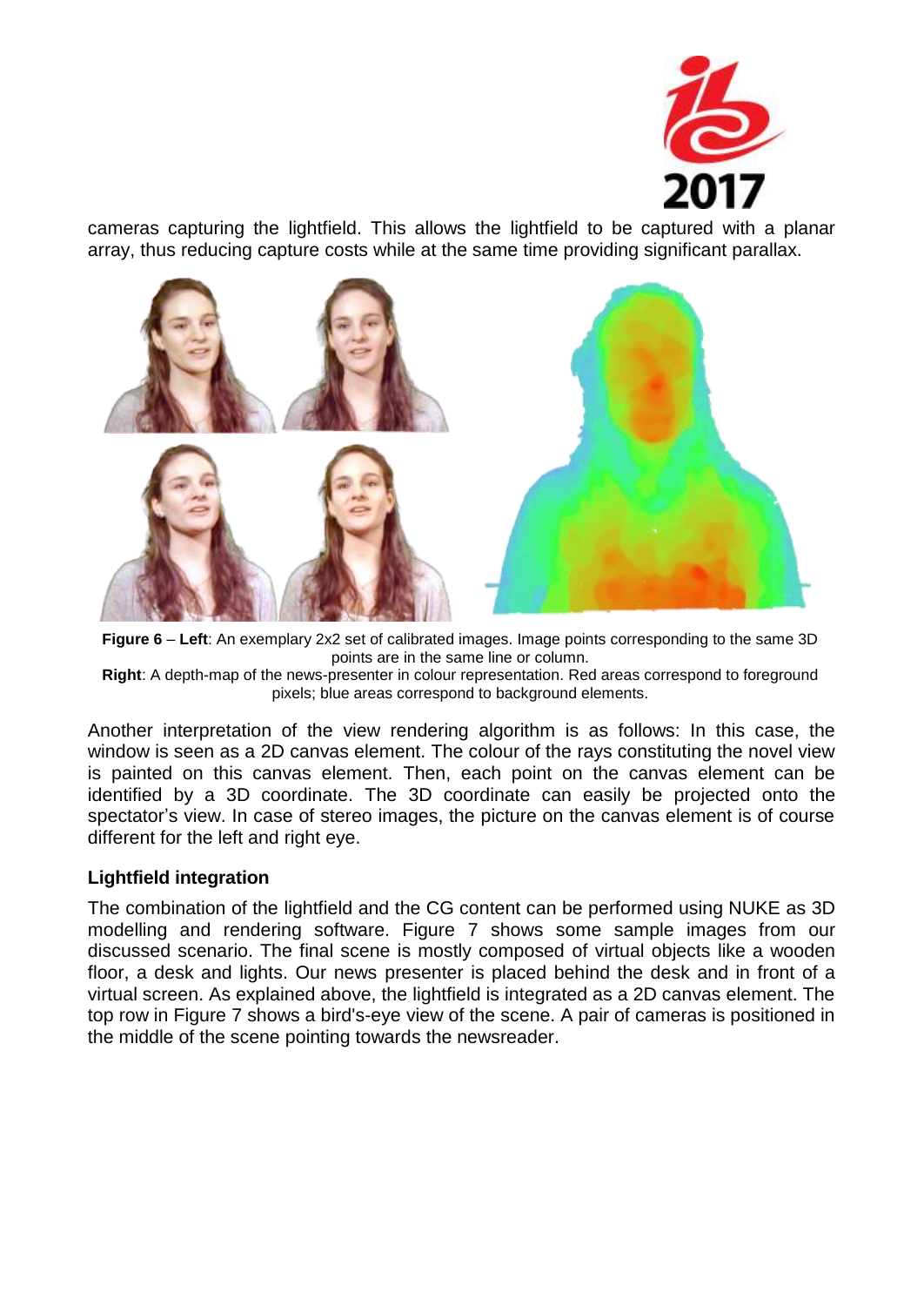cameras capturing the lightfield. This allows the lightfield to be captured with a planar array, thus reducing capture costs while at the same time providing significant parallax.

**Figure 6** – **Left**: An exemplary 2x2 set of calibrated images. Image points corresponding to the same 3D points are in the same line or column.
**Right**: A depth-map of the news-presenter in colour representation. Red areas correspond to foreground pixels; blue areas correspond to background elements.

Another interpretation of the view rendering algorithm is as follows: In this case, the window is seen as a 2D canvas element. The colour of the rays constituting the novel view is painted on this canvas element. Then, each point on the canvas element can be identified by a 3D coordinate. The 3D coordinate can easily be projected onto the spectator's view. In case of stereo images, the picture on the canvas element is of course different for the left and right eye.

### Lightfield integration

The combination of the lightfield and the CG content can be performed using NUKE as 3D modelling and rendering software. Figure 7 shows some sample images from our discussed scenario. The final scene is mostly composed of virtual objects like a wooden floor, a desk and lights. Our news presenter is placed behind the desk and in front of a virtual screen. As explained above, the lightfield is integrated as a 2D canvas element. The top row in Figure 7 shows a bird's-eye view of the scene. A pair of cameras is positioned in the middle of the scene pointing towards the newsreader.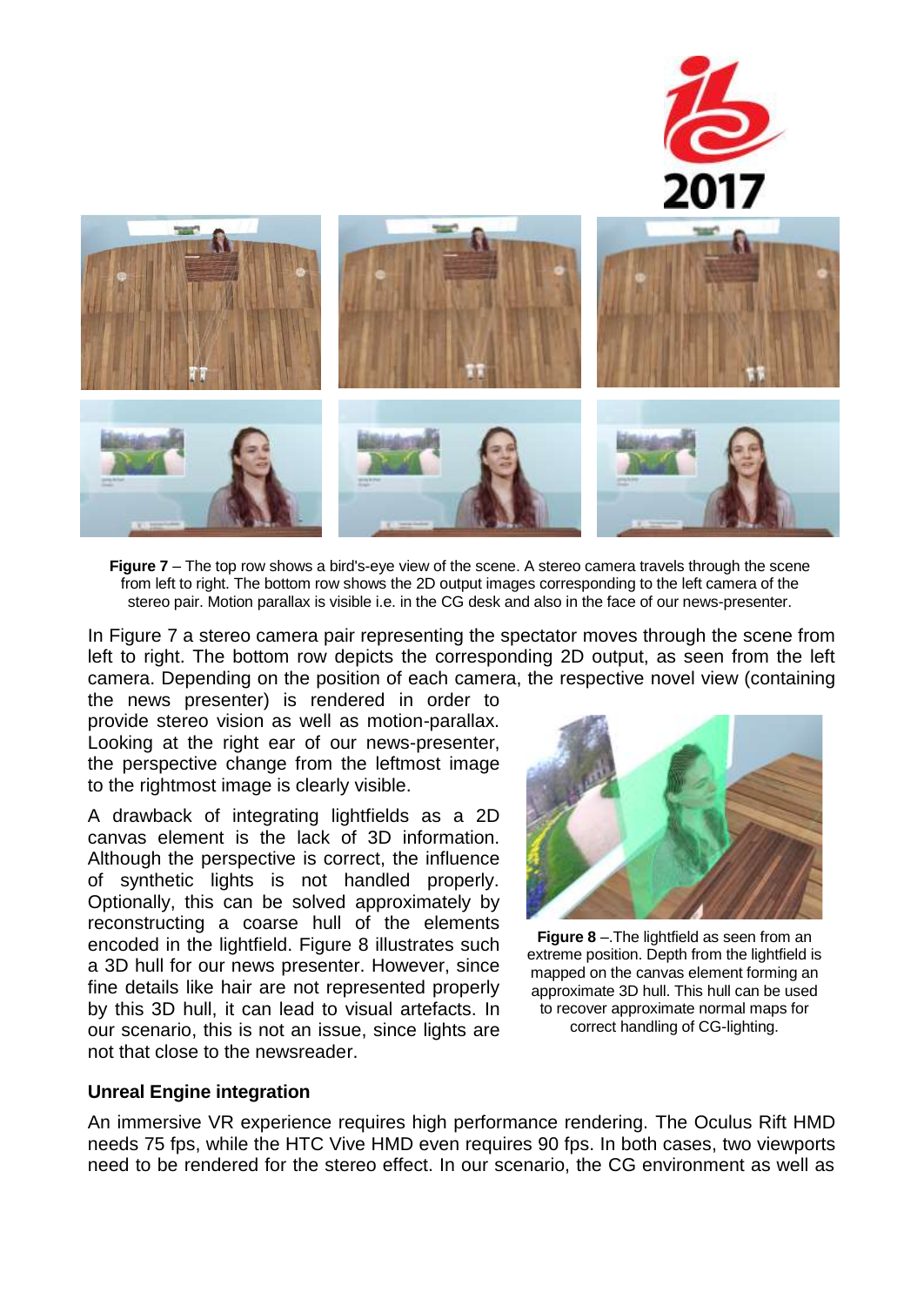**Figure 7** – The top row shows a bird's-eye view of the scene. A stereo camera travels through the scene from left to right. The bottom row shows the 2D output images corresponding to the left camera of the stereo pair. Motion parallax is visible i.e. in the CG desk and also in the face of our news-presenter.

In Figure 7 a stereo camera pair representing the spectator moves through the scene from left to right. The bottom row depicts the corresponding 2D output, as seen from the left camera. Depending on the position of each camera, the respective novel view (containing the news presenter) is rendered in order to provide stereo vision as well as motion-parallax. Looking at the right ear of our news-presenter, the perspective change from the leftmost image to the rightmost image is clearly visible.

A drawback of integrating lightfields as a 2D canvas element is the lack of 3D information. Although the perspective is correct, the influence of synthetic lights is not handled properly. Optionally, this can be solved approximately by reconstructing a coarse hull of the elements encoded in the lightfield. Figure 8 illustrates such a 3D hull for our news presenter. However, since fine details like hair are not represented properly by this 3D hull, it can lead to visual artefacts. In our scenario, this is not an issue, since lights are not that close to the newsreader.

**Figure 8** –.The lightfield as seen from an extreme position. Depth from the lightfield is mapped on the canvas element forming an approximate 3D hull. This hull can be used to recover approximate normal maps for correct handling of CG-lighting.

**Unreal Engine integration**

An immersive VR experience requires high performance rendering. The Oculus Rift HMD needs 75 fps, while the HTC Vive HMD even requires 90 fps. In both cases, two viewports need to be rendered for the stereo effect. In our scenario, the CG environment as well as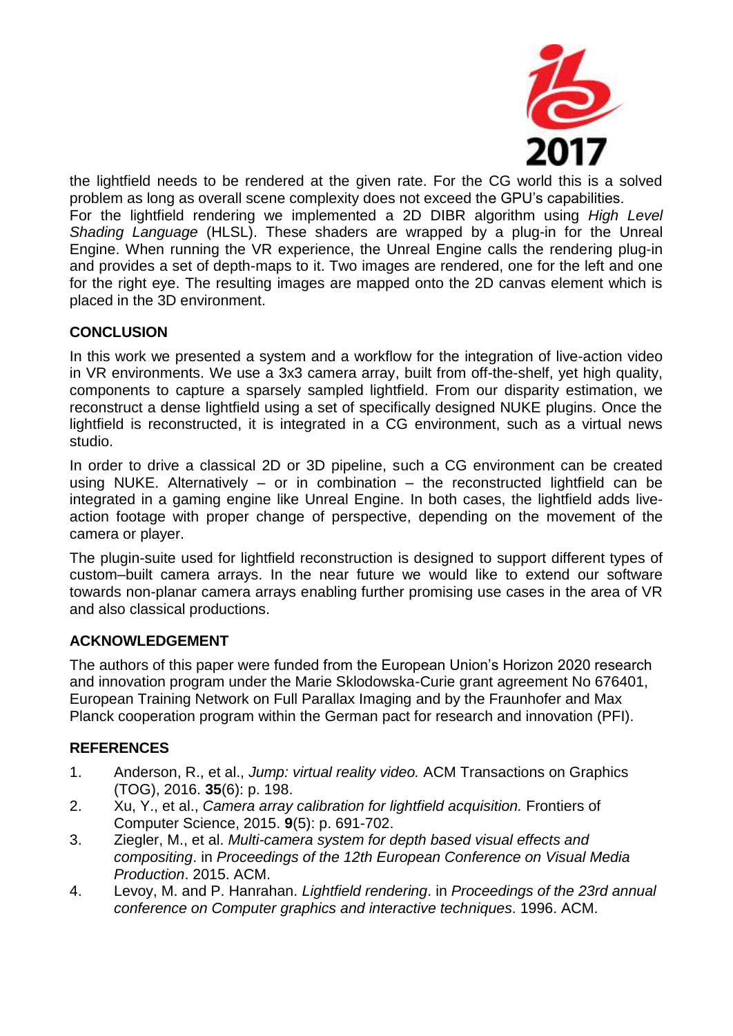the lightfield needs to be rendered at the given rate. For the CG world this is a solved problem as long as overall scene complexity does not exceed the GPU's capabilities.
For the lightfield rendering we implemented a 2D DIBR algorithm using *High Level Shading Language* (HLSL). These shaders are wrapped by a plug-in for the Unreal Engine. When running the VR experience, the Unreal Engine calls the rendering plug-in and provides a set of depth-maps to it. Two images are rendered, one for the left and one for the right eye. The resulting images are mapped onto the 2D canvas element which is placed in the 3D environment.

## CONCLUSION

In this work we presented a system and a workflow for the integration of live-action video in VR environments. We use a 3x3 camera array, built from off-the-shelf, yet high quality, components to capture a sparsely sampled lightfield. From our disparity estimation, we reconstruct a dense lightfield using a set of specifically designed NUKE plugins. Once the lightfield is reconstructed, it is integrated in a CG environment, such as a virtual news studio.

In order to drive a classical 2D or 3D pipeline, such a CG environment can be created using NUKE. Alternatively – or in combination – the reconstructed lightfield can be integrated in a gaming engine like Unreal Engine. In both cases, the lightfield adds live-action footage with proper change of perspective, depending on the movement of the camera or player.

The plugin-suite used for lightfield reconstruction is designed to support different types of custom–built camera arrays. In the near future we would like to extend our software towards non-planar camera arrays enabling further promising use cases in the area of VR and also classical productions.

## ACKNOWLEDGEMENT

The authors of this paper were funded from the European Union's Horizon 2020 research and innovation program under the Marie Sklodowska-Curie grant agreement No 676401, European Training Network on Full Parallax Imaging and by the Fraunhofer and Max Planck cooperation program within the German pact for research and innovation (PFI).

## REFERENCES

1. Anderson, R., et al., *Jump: virtual reality video.* ACM Transactions on Graphics (TOG), 2016. **35**(6): p. 198.
2. Xu, Y., et al., *Camera array calibration for lightfield acquisition.* Frontiers of Computer Science, 2015. **9**(5): p. 691-702.
3. Ziegler, M., et al. *Multi-camera system for depth based visual effects and compositing*. in *Proceedings of the 12th European Conference on Visual Media Production*. 2015. ACM.
4. Levoy, M. and P. Hanrahan. *Lightfield rendering*. in *Proceedings of the 23rd annual conference on Computer graphics and interactive techniques*. 1996. ACM.